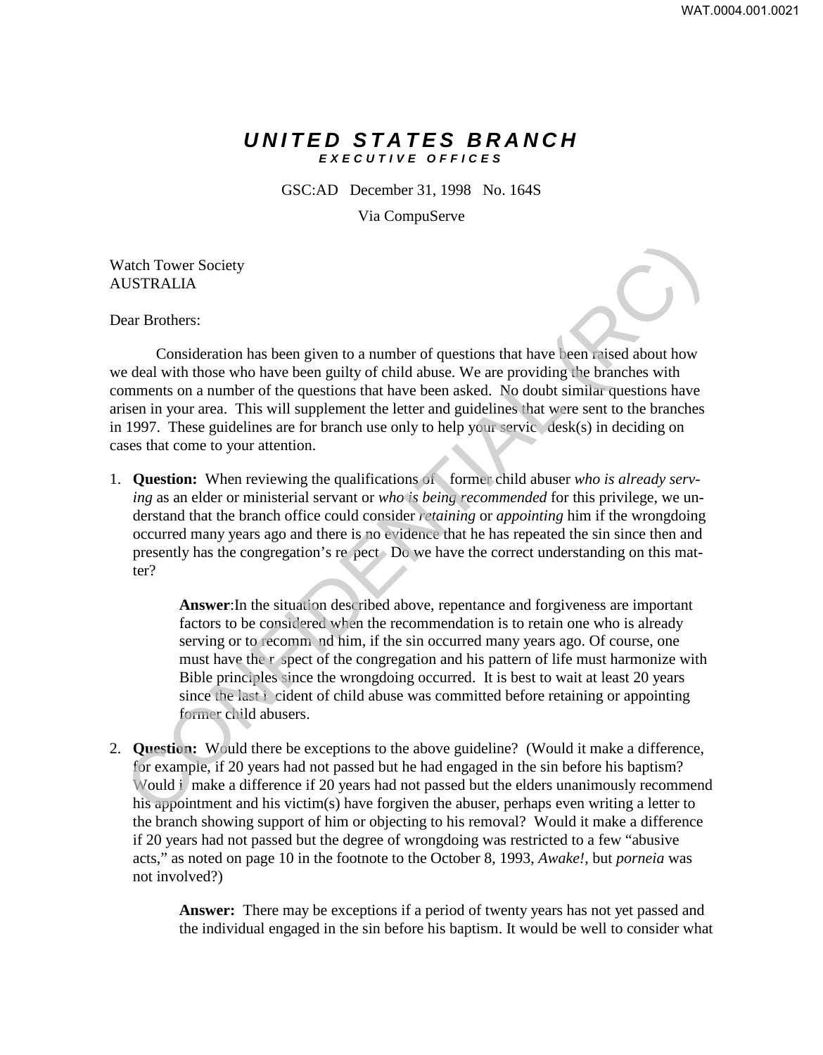# UNITED STATES BRANCH

## EXECUTIVE OFFICES

GSC:AD December 31, 1998 No. 164S

Via CompuServe

Watch Tower Society
AUSTRALIA

Dear Brothers:

Consideration has been given to a number of questions that have been raised about how we deal with those who have been guilty of child abuse. We are providing the branches with comments on a number of the questions that have been asked. No doubt similar questions have arisen in your area. This will supplement the letter and guidelines that were sent to the branches in 1997. These guidelines are for branch use only to help your service desk(s) in deciding on cases that come to your attention.

1. **Question:** When reviewing the qualifications of a former child abuser *who is already serving* as an elder or ministerial servant or *who is being recommended* for this privilege, we understand that the branch office could consider *retaining* or *appointing* him if the wrongdoing occurred many years ago and there is no evidence that he has repeated the sin since then and presently has the congregation's respect. Do we have the correct understanding on this matter?

   **Answer**:In the situation described above, repentance and forgiveness are important factors to be considered when the recommendation is to retain one who is already serving or to recommend him, if the sin occurred many years ago. Of course, one must have the respect of the congregation and his pattern of life must harmonize with Bible principles since the wrongdoing occurred. It is best to wait at least 20 years since the last incident of child abuse was committed before retaining or appointing former child abusers.

2. **Question:** Would there be exceptions to the above guideline? (Would it make a difference, for example, if 20 years had not passed but he had engaged in the sin before his baptism? Would it make a difference if 20 years had not passed but the elders unanimously recommend his appointment and his victim(s) have forgiven the abuser, perhaps even writing a letter to the branch showing support of him or objecting to his removal? Would it make a difference if 20 years had not passed but the degree of wrongdoing was restricted to a few "abusive acts," as noted on page 10 in the footnote to the October 8, 1993, *Awake!*, but *porneia* was not involved?)

   **Answer:** There may be exceptions if a period of twenty years has not yet passed and the individual engaged in the sin before his baptism. It would be well to consider what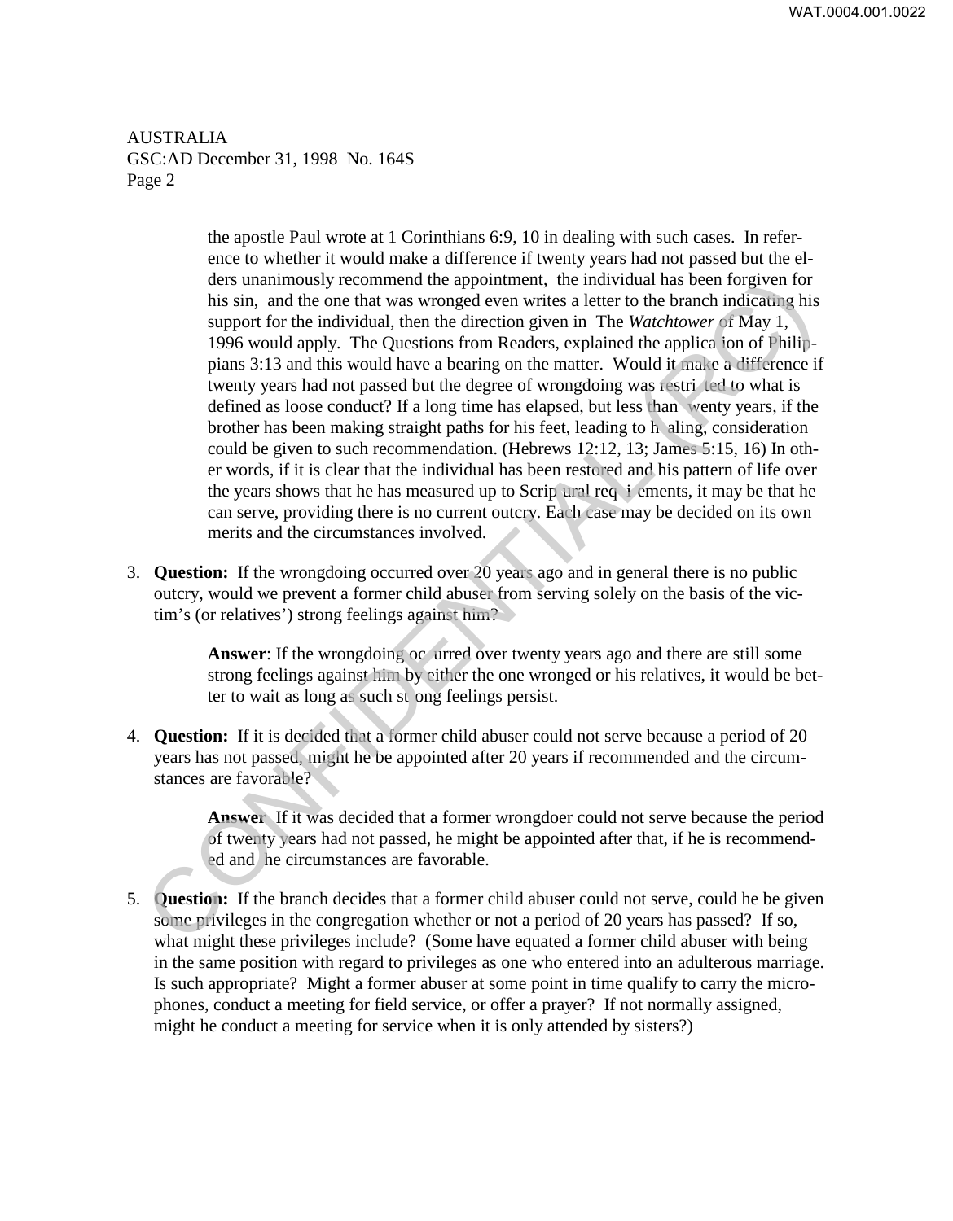AUSTRALIA
GSC:AD December 31, 1998 No. 164S
Page 2

> the apostle Paul wrote at 1 Corinthians 6:9, 10 in dealing with such cases. In reference to whether it would make a difference if twenty years had not passed but the elders unanimously recommend the appointment, the individual has been forgiven for his sin, and the one that was wronged even writes a letter to the branch indicating his support for the individual, then the direction given in The *Watchtower* of May 1, 1996 would apply. The Questions from Readers, explained the application of Philippians 3:13 and this would have a bearing on the matter. Would it make a difference if twenty years had not passed but the degree of wrongdoing was restricted to what is defined as loose conduct? If a long time has elapsed, but less than twenty years, if the brother has been making straight paths for his feet, leading to healing, consideration could be given to such recommendation. (Hebrews 12:12, 13; James 5:15, 16) In other words, if it is clear that the individual has been restored and his pattern of life over the years shows that he has measured up to Scriptural requirements, it may be that he can serve, providing there is no current outcry. Each case may be decided on its own merits and the circumstances involved.

3. **Question:** If the wrongdoing occurred over 20 years ago and in general there is no public outcry, would we prevent a former child abuser from serving solely on the basis of the victim's (or relatives') strong feelings against him?

   > **Answer**: If the wrongdoing occurred over twenty years ago and there are still some strong feelings against him by either the one wronged or his relatives, it would be better to wait as long as such strong feelings persist.

4. **Question:** If it is decided that a former child abuser could not serve because a period of 20 years has not passed, might he be appointed after 20 years if recommended and the circumstances are favorable?

   > **Answer**: If it was decided that a former wrongdoer could not serve because the period of twenty years had not passed, he might be appointed after that, if he is recommended and the circumstances are favorable.

5. **Question:** If the branch decides that a former child abuser could not serve, could he be given some privileges in the congregation whether or not a period of 20 years has passed? If so, what might these privileges include? (Some have equated a former child abuser with being in the same position with regard to privileges as one who entered into an adulterous marriage. Is such appropriate? Might a former abuser at some point in time qualify to carry the microphones, conduct a meeting for field service, or offer a prayer? If not normally assigned, might he conduct a meeting for service when it is only attended by sisters?)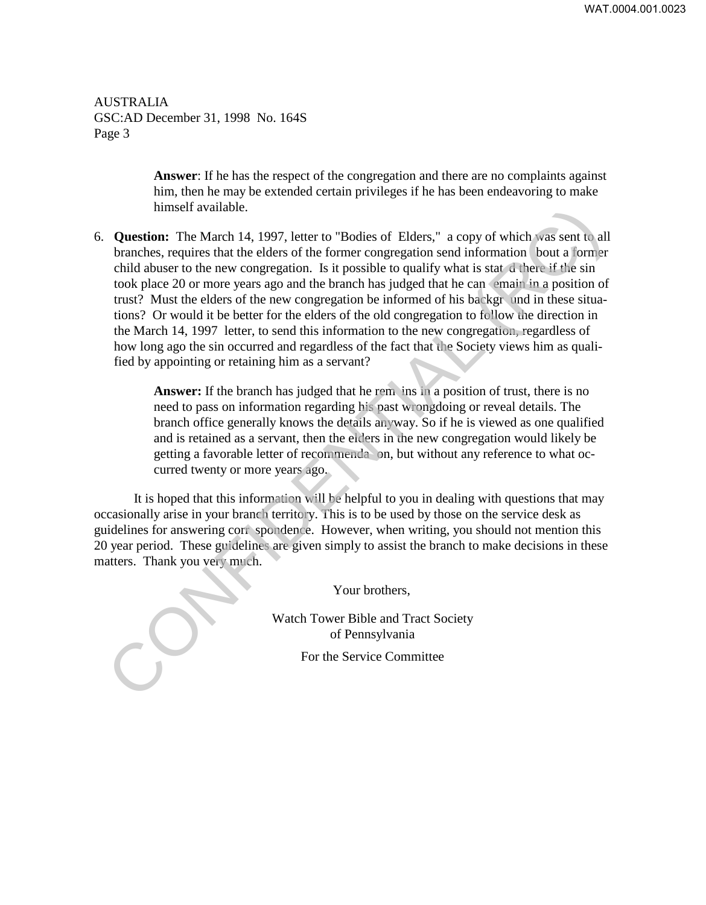AUSTRALIA
GSC:AD December 31, 1998 No. 164S
Page 3

> **Answer**: If he has the respect of the congregation and there are no complaints against him, then he may be extended certain privileges if he has been endeavoring to make himself available.

6. **Question:** The March 14, 1997, letter to "Bodies of Elders," a copy of which was sent to all branches, requires that the elders of the former congregation send information about a former child abuser to the new congregation. Is it possible to qualify what is stated there if the sin took place 20 or more years ago and the branch has judged that he can remain in a position of trust? Must the elders of the new congregation be informed of his background in these situations? Or would it be better for the elders of the old congregation to follow the direction in the March 14, 1997 letter, to send this information to the new congregation, regardless of how long ago the sin occurred and regardless of the fact that the Society views him as qualified by appointing or retaining him as a servant?

> **Answer:** If the branch has judged that he remains in a position of trust, there is no need to pass on information regarding his past wrongdoing or reveal details. The branch office generally knows the details anyway. So if he is viewed as one qualified and is retained as a servant, then the elders in the new congregation would likely be getting a favorable letter of recommendation, but without any reference to what occurred twenty or more years ago.

It is hoped that this information will be helpful to you in dealing with questions that may occasionally arise in your branch territory. This is to be used by those on the service desk as guidelines for answering correspondence. However, when writing, you should not mention this 20 year period. These guidelines are given simply to assist the branch to make decisions in these matters. Thank you very much.

Your brothers,

Watch Tower Bible and Tract Society
of Pennsylvania

For the Service Committee

CONFIDENTIAL (RC)